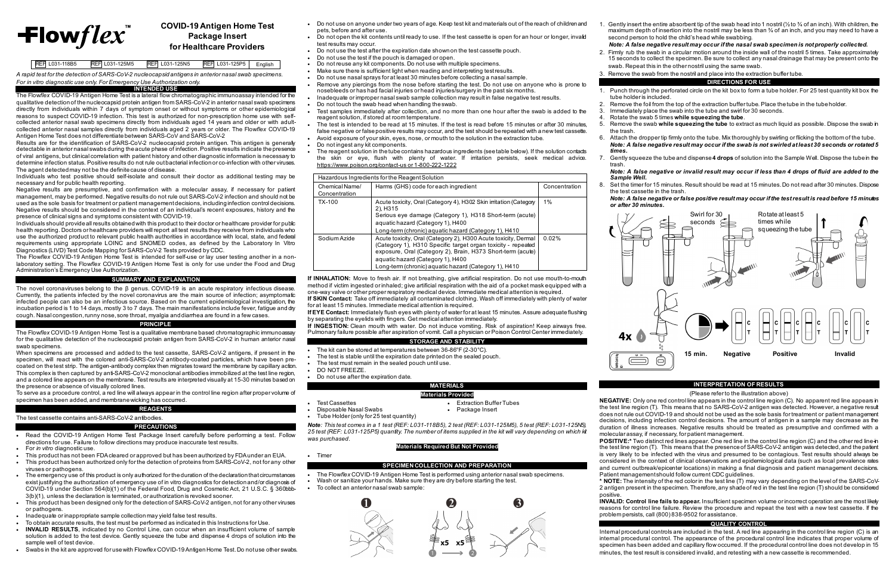# Flowflex™

## COVID-19 Antigen Home Test Package Insert for Healthcare Providers

REF L031-118B5 REF L031-125M5 REF L031-125N5 REF L031-125P5 English

*A rapid test for the detection of SARS-CoV-2 nucleocapsid antigens in anterior nasal swab specimens.*
*For in vitro diagnostic use only. For Emergency Use Authorization only.*

### INTENDED USE

The Flow*flex* COVID-19 Antigen Home Test is a lateral flow chromatographic immunoassay intended for the qualitative detection of the nucleocapsid protein antigen from SARS-CoV-2 in anterior nasal swab specimens directly from individuals within 7 days of symptom onset or without symptoms or other epidemiological reasons to suspect COVID-19 infection. This test is authorized for non-prescription home use with self-collected anterior nasal swab specimens directly from individuals aged 14 years and older or with adult-collected anterior nasal samples directly from individuals aged 2 years or older. The Flow*flex* COVID-19 Antigen Home Test does not differentiate between SARS-CoV and SARS-CoV-2

Results are for the identification of SARS-CoV-2 nucleocapsid protein antigen. This antigen is generally detectable in anterior nasal swabs during the acute phase of infection. Positive results indicate the presence of viral antigens, but clinical correlation with patient history and other diagnostic information is necessary to determine infection status. Positive results do not rule out bacterial infection or co-infection with other viruses. The agent detected may not be the definite cause of disease.

Individuals who test positive should self-isolate and consult their doctor as additional testing may be necessary and for public health reporting.

Negative results are presumptive, and confirmation with a molecular assay, if necessary for patient management, may be performed. Negative results do not rule out SARS-CoV-2 infection and should not be used as the sole basis for treatment or patient management decisions, including infection control decisions. Negative results should be considered in the context of an individual's recent exposures, history and the presence of clinical signs and symptoms consistent with COVID-19.

Individuals should provide all results obtained with this product to their doctor or healthcare provider for public health reporting. Doctors or healthcare providers will report all test results they receive from individuals who use the authorized product to relevant public health authorities in accordance with local, state, and federal requirements using appropriate LOINC and SNOMED codes, as defined by the Laboratory In Vitro Diagnostics (LIVD) Test Code Mapping for SARS-CoV-2 Tests provided by CDC.

The Flow*flex* COVID-19 Antigen Home Test is intended for self-use or lay user testing another in a non-laboratory setting. The Flow*flex* COVID-19 Antigen Home Test is only for use under the Food and Drug Administration's Emergency Use Authorization.

### SUMMARY AND EXPLANATION

The novel coronaviruses belong to the β genus. COVID-19 is an acute respiratory infectious disease. Currently, the patients infected by the novel coronavirus are the main source of infection; asymptomatic infected people can also be an infectious source. Based on the current epidemiological investigation, the incubation period is 1 to 14 days, mostly 3 to 7 days. The main manifestations include fever, fatigue and dry cough. Nasal congestion, runny nose, sore throat, myalgia and diarrhea are found in a few cases.

### PRINCIPLE

The Flow*flex* COVID-19 Antigen Home Test is a qualitative membrane based chromatographic immunoassay for the qualitative detection of the nucleocapsid protein antigen from SARS-CoV-2 in human anterior nasal swab specimens.

When specimens are processed and added to the test cassette, SARS-CoV-2 antigens, if present in the specimen, will react with the colored anti-SARS-CoV-2 antibody-coated particles, which have been pre-coated on the test strip. The antigen-antibody complex then migrates toward the membrane by capillary action. This complex is then captured by anti-SARS-CoV-2 monoclonal antibodies immobilized at the test line region, and a colored line appears on the membrane. Test results are interpreted visually at 15-30 minutes based on the presence or absence of visually colored lines.

To serve as a procedure control, a red line will always appear in the control line region after proper volume of specimen has been added, and membrane wicking has occurred.

### REAGENTS

The test cassette contains anti-SARS-CoV-2 antibodies.

### PRECAUTIONS

- Read the COVID-19 Antigen Home Test Package Insert carefully before performing a test. Follow directions for use. Failure to follow directions may produce inaccurate test results.
- For *in vitro* diagnostic use.
- This product has not been FDA cleared or approved but has been authorized by FDA under an EUA.
- This product has been authorized only for the detection of proteins from SARS-CoV-2, not for any other viruses or pathogens.
- The emergency use of this product is only authorized for the duration of the declaration that circumstances exist justifying the authorization of emergency use of in vitro diagnostics for detection and/or diagnosis of COVID-19 under Section 564(b)(1) of the Federal Food, Drug and Cosmetic Act, 21 U.S.C. § 360bbb-3(b)(1), unless the declaration is terminated, or authorization is revoked sooner.
- This product has been designed only for the detection of SARS-CoV-2 antigen, not for any other viruses or pathogens.
- Inadequate or inappropriate sample collection may yield false test results.
- To obtain accurate results, the test must be performed as indicated in this Instructions for Use.
- **INVALID RESULTS**, indicated by no Control Line, can occur when an insufficient volume of sample solution is added to the test device. Gently squeeze the tube and dispense 4 drops of solution into the sample well of test device.
- Swabs in the kit are approved for use with Flow*flex* COVID-19 Antigen Home Test. Do not use other swabs.
- Do not use on anyone under two years of age. Keep test kit and materials out of the reach of children and pets, before and after use.
- Do not open the kit contents until ready to use. If the test cassette is open for an hour or longer, invalid test results may occur.
- Do not use the test after the expiration date shown on the test cassette pouch.
- Do not use the test if the pouch is damaged or open.
- Do not reuse any kit components. Do not use with multiple specimens.
- Make sure there is sufficient light when reading and interpreting test results.
- Do not use nasal sprays for at least 30 minutes before collecting a nasal sample.
- Remove any piercings from the nose before starting the test. Do not use on anyone who is prone to nosebleeds or has had facial injuries/surgery in the past six months.
- Inadequate or improper nasal swab sample collection may result in false negative test results.
- Do not touch the swab head when handling the swab.
- Test samples immediately after collection, and no more than one hour after the swab is added to the reagent solution, if stored at room temperature.
- The test is intended to be read at 15 minutes. If the test is read before 15 minutes or after 30 minutes, false negative or false positive results may occur, and the test should be repeated with a new test cassette.
- Avoid exposure of your skin, eyes, nose, or mouth to the solution in the extraction tube.
- Do not ingest any kit components.
- The reagent solution in the tube contains hazardous ingredients (see table below). If the solution contacts the skin or eye, flush with plenty of water. If irritation persists, seek medical advice. https://www.poison.org/contact-us or 1-800-222-1222

| Hazardous Ingredients for the Reagent Solution | | |
|---|---|---|
| Chemical Name/ Concentration | Harms (GHS) code for each ingredient | Concentration |
| TX-100 | Acute toxicity, Oral (Category 4), H302 Skin irritation (Category 2), H315 Serious eye damage (Category 1), H318 Short-term (acute) aquatic hazard (Category 1), H400 Long-term (chronic) aquatic hazard (Category 1), H410 | 1% |
| Sodium Azide | Acute toxicity, Oral (Category 2), H300 Acute toxicity, Dermal (Category 1), H310 Specific target organ toxicity - repeated exposure, Oral (Category 2), Brain, H373 Short-term (acute) aquatic hazard (Category 1), H400 Long-term (chronic) aquatic hazard (Category 1), H410 | 0.02% |

**If INHALATION:** Move to fresh air. If not breathing, give artificial respiration. Do not use mouth-to-mouth method if victim ingested or inhaled; give artificial respiration with the aid of a pocket mask equipped with a one-way valve or other proper respiratory medical device. Immediate medical attention is required.
**If SKIN Contact:** Take off immediately all contaminated clothing. Wash off immediately with plenty of water for at least 15 minutes. Immediate medical attention is required.
**If EYE Contact:** Immediately flush eyes with plenty of water for at least 15 minutes. Assure adequate flushing by separating the eyelids with fingers. Get medical attention immediately.
**If INGESTION:** Clean mouth with water. Do not induce vomiting. Risk of aspiration! Keep airways free. Pulmonary failure possible after aspiration of vomit. Call a physician or Poison Control Center immediately.

### STORAGE AND STABILITY

- The kit can be stored at temperatures between 36-86°F (2-30°C).
- The test is stable until the expiration date printed on the sealed pouch.
- The test must remain in the sealed pouch until use.
- DO NOT FREEZE.
- Do not use after the expiration date.

### MATERIALS

#### Materials Provided

- Test Cassettes
- Disposable Nasal Swabs
- Tube Holder (only for 25 test quantity)
- Extraction Buffer Tubes
- Package Insert

*Note: This test comes in a 1 test (REF: L031-118B5), 2 test (REF: L031-125M5), 5 test (REF: L031-125N5), 25 test (REF: L031-125P5) quantity. The number of items supplied in the kit will vary depending on which kit was purchased.*

#### Materials Required But Not Provided

- Timer

### SPECIMEN COLLECTION AND PREPARATION

- The Flow*flex* COVID-19 Antigen Home Test is performed using anterior nasal swab specimens.
- Wash or sanitize your hands. Make sure they are dry before starting the test.
- To collect an anterior nasal swab sample:

1. Gently insert the entire absorbent tip of the swab head into 1 nostril (½ to ¾ of an inch). With children, the maximum depth of insertion into the nostril may be less than ¾ of an inch, and you may need to have a second person to hold the child's head while swabbing.
   *Note: A false negative result may occur if the nasal swab specimen is not properly collected.*
2. Firmly rub the swab in a circular motion around the inside wall of the nostril 5 times. Take approximately 15 seconds to collect the specimen. Be sure to collect any nasal drainage that may be present onto the swab. Repeat this in the other nostril using the same swab.
3. Remove the swab from the nostril and place into the extraction buffer tube.

### DIRECTIONS FOR USE

1. Punch through the perforated circle on the kit box to form a tube holder. For 25 test quantity kit box the tube holder is included.
2. Remove the foil from the top of the extraction buffer tube. Place the tube in the tube holder.
3. Immediately place the swab into the tube and swirl for 30 seconds.
4. Rotate the swab 5 times **while squeezing the tube**.
5. Remove the swab **while squeezing the tube** to extract as much liquid as possible. Dispose the swab in the trash.
6. Attach the dropper tip firmly onto the tube. Mix thoroughly by swirling or flicking the bottom of the tube.
   ***Note: A false negative result may occur if the swab is not swirled at least 30 seconds or rotated 5 times.***
7. Gently squeeze the tube and dispense **4 drops** of solution into the Sample Well. Dispose the tube in the trash.
   ***Note: A false negative or invalid result may occur if less than 4 drops of fluid are added to the Sample Well.***
8. Set the timer for 15 minutes. Result should be read at 15 minutes. Do not read after 30 minutes. Dispose the test cassette in the trash.
   ***Note: A false negative or false positive result may occur if the test result is read before 15 minutes or after 30 minutes.***

### INTERPRETATION OF RESULTS

(Please refer to the illustration above)

**NEGATIVE:** Only one red control line appears in the control line region (C). No apparent red line appears in the test line region (T). This means that no SARS-CoV-2 antigen was detected. However, a negative result does not rule out COVID-19 and should not be used as the sole basis for treatment or patient management decisions, including infection control decisions. The amount of antigen in a sample may decrease as the duration of illness increases. Negative results should be treated as presumptive and confirmed with a molecular assay, if necessary, for patient management.

**POSITIVE:*** Two distinct red lines appear. One red line in the control line region (C) and the other red line in the test line region (T). This means that the presence of SARS-CoV-2 antigen was detected, and the patient is very likely to be infected with the virus and presumed to be contagious. Test results should always be considered in the context of clinical observations and epidemiological data (such as local prevalence rates and current outbreak/epicenter locations) in making a final diagnosis and patient management decisions. Patient management should follow current CDC guidelines.

*** NOTE:** The intensity of the red color in the test line (T) may vary depending on the level of the SARS-CoV-2 antigen present in the specimen. Therefore, any shade of red in the test line region (T) should be considered positive.

**INVALID: Control line fails to appear.** Insufficient specimen volume or incorrect operation are the most likely reasons for control line failure. Review the procedure and repeat the test with a new test cassette. If the problem persists, call (800) 838-9502 for assistance.

### QUALITY CONTROL

Internal procedural controls are included in the test. A red line appearing in the control line region (C) is an internal procedural control. The appearance of the procedural control line indicates that proper volume of specimen has been added and capillary flow occurred. If the procedural control line does not develop in 15 minutes, the test result is considered invalid, and retesting with a new cassette is recommended.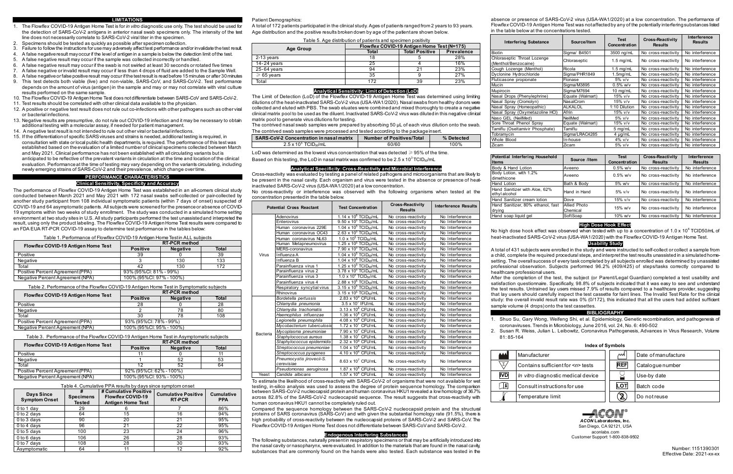## LIMITATIONS

1. The Flowflex COVID-19 Antigen Home Test is for *in vitro* diagnostic use only. The test should be used for the detection of SARS-CoV-2 antigens in anterior nasal swab specimens only. The intensity of the test line does not necessarily correlate to SARS-CoV-2 viral titer in the specimen.
2. Specimens should be tested as quickly as possible after specimen collection.
3. Failure to follow the instructions for use may adversely affect test performance and/or invalidate the test result.
4. A false negative result may occur if the level of antigen in a sample is below the detection limit of the test.
5. A false negative result may occur if the sample was collected incorrectly or handled.
6. A false negative result may occur if the swab is not swirled at least 30 seconds or rotated five times
7. A false negative or invalid result may occur if less than 4 drops of fluid are added to the Sample Well.
8. A false negative or false positive result may occur if the test result is read before 15 minutes or after 30 minutes
9. This test detects both viable (live) and non-viable, SARS-CoV, and SARS-CoV-2. Test performance depends on the amount of virus (antigen) in the sample and may or may not correlate with viral culture results performed on the same sample.
10. The Flowflex COVID-19 Antigen Home Test does not differentiate between SARS-CoV and SARS-CoV-2.
11. Test results should be correlated with other clinical data available to the physician.
12. A positive or negative test result does not rule out co-infections with other pathogens such as other viral or bacterial infections.
13. Negative results are presumptive, do not rule out COVID-19 infection and it may be necessary to obtain additional testing with a molecular assay, if needed for patient management.
14. A negative test result is not intended to rule out other viral or bacterial infections.
15. If the differentiation of specific SARS viruses and strains is needed, additional testing is required, in consultation with state or local public health departments, is required. The performance of this test was established based on the evaluation of a limited number of clinical specimens collected between March and May 2021. Clinical performance has not been established with all circulating variants but is anticipated to be reflective of the prevalent variants in circulation at the time and location of the clinical evaluation. Performance at the time of testing may vary depending on the variants circulating, including newly emerging strains of SARS-CoV-2 and their prevalence, which change over time.

## PERFORMANCE CHARACTERISTICS

### Clinical Sensitivity, Specificity and Accuracy

The performance of Flowflex COVID-19 Antigen Home Test was established in an all-comers clinical study conducted between March 2021 and May 2021 with 172 nasal swabs self-collected or pair-collected by another study participant from 108 individual symptomatic patients (within 7 days of onset) suspected of COVID-19 and 64 asymptomatic patients. All subjects were screened for the presence or absence of COVID-19 symptoms within two weeks of study enrollment. The study was conducted in a simulated home setting environment at two study sites in U.S. All study participants performed the test unassisted and interpreted the result, using only the product labeling. The Flowflex COVID-19 Antigen Home Test results were compared to an FDA EUA RT-PCR COVID-19 assay to determine test performance in the tables below:

Table 1. Performance of Flowflex COVID-19 Antigen Home Test in ALL subjects

| Flowflex COVID-19 Antigen Home Test | RT-PCR method | | |
|---|---|---|---|
| | Positive | Negative | Total |
| Positive | 39 | 0 | 39 |
| Negative | 3 | 130 | 133 |
| Total | 42 | 130 | 172 |
| Positive Percent Agreement (PPA) | 93% (95%CI: 81% - 99%) | | |
| Negative Percent Agreement (NPA) | 100% (95%CI: 97% - 100%) | | |

Table 2. Performance of the Flowflex COVID-19 Antigen Home Test in Symptomatic subjects

| Flowflex COVID-19 Antigen Home Test | RT-PCR method | | |
|---|---|---|---|
| | Positive | Negative | Total |
| Positive | 28 | 0 | 28 |
| Negative | 2 | 78 | 80 |
| Total | 30 | 78 | 108 |
| Positive Percent Agreement (PPA) | 93% (95%CI: 78% - 99%) | | |
| Negative Percent Agreement (NPA) | 100% (95%CI: 95% - 100%) | | |

Table 3. Performance of the Flowflex COVID-19 Antigen Home Test in Asymptomatic subjects

| Flowflex COVID-19 Antigen Home Test | RT-PCR method | | |
|---|---|---|---|
| | Positive | Negative | Total |
| Positive | 11 | 0 | 11 |
| Negative | 1 | 52 | 53 |
| Total | 12 | 52 | 64 |
| Positive Percent Agreement (PPA) | 92% (95%CI: 62% - 100%) | | |
| Negative Percent Agreement (NPA) | 100% (95%CI: 93% - 100%) | | |

Table 4. Cumulative PPA results by days since symptom onset

| Days Since Symptom Onset | # Specimens Tested | # Cumulative Positive Flowflex COVID-19 Antigen Home Test | Cumulative Positive RT-PCR | Cumulative PPA |
|---|---|---|---|---|
| 0 to 1 day | 29 | 6 | 7 | 86% |
| 0 to 2 days | 64 | 15 | 16 | 94% |
| 0 to 3 days | 90 | 20 | 21 | 95% |
| 0 to 4 days | 96 | 21 | 22 | 95% |
| 0 to 5 days | 100 | 23 | 24 | 96% |
| 0 to 6 days | 106 | 26 | 28 | 93% |
| 0 to 7 days | 108 | 28 | 30 | 93% |
| Asymptomatic | 64 | 11 | 12 | 92% |

Patient Demographics:

A total of 172 patients participated in the clinical study. Ages of patients ranged from 2 years to 93 years. Age distribution and the positive results broken down by age of the patient are shown below.

Table 5. Age distribution of patients and specimen positivity

| Age Group | Flowflex COVID-19 Antigen Home Test (N=175) | | |
|---|---|---|---|
| | Total | Total Positive | Prevalence |
| 2-13 years | 18 | 5 | 28% |
| 14-24 years | 25 | 4 | 16% |
| 25-64 years | 94 | 21 | 23% |
| ≥ 65 years | 35 | 9 | 27% |
| Total | 172 | 39 | 23% |

### Analytical Sensitivity: Limit of Detection (LoD)

The Limit of Detection (LoD) of the Flowflex COVID-19 Antigen Home Test was determined using limiting dilutions of the heat-inactivated SARS-CoV-2 virus (USA-WA1/2020). Nasal swabs from healthy donors were collected and eluted with PBS. The swab eluates were combined and mixed thoroughly to create a negative clinical matrix pool to be used as the diluent. Inactivated SARS-CoV-2 virus was diluted in this negative clinical matrix pool to generate virus dilutions for testing.

The contrived nasal swab samples were prepared by absorbing 50 μL of each virus dilution onto the swab. The contrived swab samples were processed and tested according to the package insert.

| SARS-CoV-2 Concentration in nasal matrix | Number of Positives/Total | % Detected |
|---|---|---|
| $2.5 \times 10^3$ $TCID_{50}$/mL | 60/60 | 100% |

LoD was determined as the lowest virus concentration that was detected ≥ 95% of the time.

Based on this testing, the LoD in nasal matrix was confirmed to be $2.5 \times 10^3$ $TCID_{50}$/mL.

### Analytical Specificity: Cross-Reactivity and Microbial Interference

Cross-reactivity was evaluated by testing a panel of related pathogens and microorganisms that are likely to be present in the nasal cavity. Each organism and virus were tested in the absence or presence of heat-inactivated SARS-CoV-2 virus (USA-WA1/2020) at a low concentration.

No cross-reactivity or interference was observed with the following organisms when tested at the concentration presented in the table below.

| Potential Cross Reactant | | Test Concentration | Cross-Reactivity Results | Interference Results |
|---|---|---|---|---|
| Virus | Adenovirus | $1.14 \times 10^6$ $TCID_{50}$/mL | No cross-reactivity | No Interference |
| | Enterovirus | $9.50 \times 10^5$ $TCID_{50}$/mL | No cross-reactivity | No Interference |
| | Human coronavirus 229E | $1.04 \times 10^5$ $TCID_{50}$/mL | No cross-reactivity | No Interference |
| | Human coronavirus OC43 | $2.63 \times 10^5$ $TCID_{50}$/mL | No cross-reactivity | No Interference |
| | Human coronavirus NL63 | $1.0 \times 10^5$ $TCID_{50}$/mL | No cross-reactivity | No Interference |
| | Human Metapneumovirus | $1.25 \times 10^5$ $TCID_{50}$/mL | No cross-reactivity | No Interference |
| | MERS-coronavirus | $7.90 \times 10^5$ $TCID_{50}$/mL | No cross-reactivity | No Interference |
| | Influenza A | $1.04 \times 10^5$ $TCID_{50}$/mL | No cross-reactivity | No Interference |
| | Influenza B | $1.04 \times 10^5$ $TCID_{50}$/mL | No cross-reactivity | No Interference |
| | Parainfluenza virus 1 | $1.25 \times 10^5$ $TCID_{50}$/mL | No cross-reactivity | No Interference |
| | Parainfluenza virus 2 | $3.78 \times 10^5$ $TCID_{50}$/mL | No cross-reactivity | No Interference |
| | Parainfluenza virus 3 | $1.0 \times 10^5$ $TCID_{50}$/mL | No cross-reactivity | No Interference |
| | Parainfluenza virus 4 | $2.88 \times 10^6$ $TCID_{50}$/mL | No cross-reactivity | No Interference |
| | Respiratory syncytial virus | $3.15 \times 10^5$ $TCID_{50}$/mL | No cross-reactivity | No Interference |
| | Rhinovirus | $3.15 \times 10^5$ $TCID_{50}$/mL | No cross-reactivity | No Interference |
| Bacteria | *Bordetella pertussis* | $2.83 \times 10^9$ CFU/mL | No cross-reactivity | No Interference |
| | *Chlamydia pneumonia* | $3.5 \times 10^7$ IFU/mL | No cross-reactivity | No Interference |
| | *Chlamydia trachomatis* | $3.13 \times 10^8$ CFU/mL | No cross-reactivity | No Interference |
| | *Haemophilus influenzae* | $1.36 \times 10^8$ CFU/mL | No cross-reactivity | No Interference |
| | *Legionella pneumophila* | $4.08 \times 10^9$ CFU/mL | No cross-reactivity | No Interference |
| | *Mycobacterium tuberculosis* | $1.72 \times 10^7$ CFU/mL | No cross-reactivity | No Interference |
| | *Mycoplasma pneumoniae* | $7.90 \times 10^7$ CFU/mL | No cross-reactivity | No Interference |
| | *Staphylococcus aureus* | $1.38 \times 10^7$ CFU/mL | No cross-reactivity | No Interference |
| | *Staphylococcus epidermidis* | $2.32 \times 10^9$ CFU/mL | No cross-reactivity | No Interference |
| | *Streptococcus pneumoniae* | $1.04 \times 10^8$ CFU/mL | No cross-reactivity | No Interference |
| | *Streptococcus pyogenes* | $4.10 \times 10^6$ CFU/mL | No cross-reactivity | No Interference |
| | *Pneumocystis jirovecii-S. cerevisiae* | $8.63 \times 10^7$ CFU/mL | No cross-reactivity | No Interference |
| | *Pseudomonas aeruginosa* | $1.87 \times 10^8$ CFU/mL | No cross-reactivity | No Interference |
| Yeast | *Candida albicans* | $1.57 \times 10^8$ CFU/mL | No cross-reactivity | No Interference |

To estimate the likelihood of cross-reactivity with SARS-CoV-2 of organisms that were not available for wet testing, in-silico analysis was used to assess the degree of protein sequence homology. The comparison between SARS-CoV-2 nucleocapsid protein and human coronavirus HKU1 revealed a low homology of 36.7% across 82.8% of the SARS-CoV-2 nucleocapsid sequence. The result suggests that cross-reactivity with human coronavirus HKU1 cannot be completely ruled out.

Compared the sequence homology between the SARS-CoV-2 nucleocapsid protein and the structural proteins of SARS coronavirus (SARS-CoV) and with given the substantial homology rate (91.5%), there is high probability of cross-reactivity between the nucleocapsid proteins of SARS-CoV-2 and SARS-CoV. The Flowflex COVID-19 Antigen Home Test does not differentiate between SARS-CoV and SARS-CoV-2.

### Endogenous Interfering Substances

The following substances, naturally present in respiratory specimens or that may be artificially introduced into the nasal cavity or nasopharynx, were evaluated. In addition to the materials that are found in the nasal cavity, substances that are commonly found on the hands were also tested. Each substance was tested in the absence or presence of SARS-CoV-2 virus (USA-WA1/2020) at a low concentration. The performance of Flowflex COVID-19 Antigen Home Test was not affected by any of the potentially interfering substances listed in the table below at the concentrations tested.

| Interfering Substance | Source/Item | Test Concentration | Cross-Reactivity Results | Interference Results |
|---|---|---|---|---|
| Biotin | Sigma/ B4501 | 3500 ng/mL | No cross-reactivity | No interference |
| Chloraseptic Throat Lozenge (Menthol/Benzocaine) | Chloraseptic | 1.5 mg/mL | No cross-reactivity | No interference |
| Cough Lozenge (Menthol) | Ricola | 1.5 mg/mL | No cross-reactivity | No interference |
| Dyclonine Hydrochloride | Sigma/PHR1849 | 1.5mg/mL | No cross-reactivity | No interference |
| Fluticasone propionate | Flonase | 5% v/v | No cross-reactivity | No interference |
| Mucin | Sigma/M3895 | 0.5% w/v | No cross-reactivity | No interference |
| Mupirocin | Sigma/M7694 | 10 mg/mL | No cross-reactivity | No interference |
| Nasal Drops (Phenylephrine) | Equate (Walmart) | 15% v/v | No cross-reactivity | No interference |
| Nasal Spray (Cromolyn) | NasalCrom | 15% v/v | No cross-reactivity | No interference |
| Nasal Spray (Homeopathic) | ALKALOL | 1:10 Dilution | No cross-reactivity | No interference |
| Nasal Spray (Oxymetazoline HCl) | Afrin | 15% v/v | No cross-reactivity | No interference |
| Naso GEL (NeilMed) | NeilMed | 5% v/v | No cross-reactivity | No interference |
| Sore Throat Phenol Spray | Equate (Walmart) | 15% v/v | No cross-reactivity | No interference |
| Tamiflu (Oseltamivir Phosphate) | Tamiflu | 5 mg/mL | No cross-reactivity | No interference |
| Tobramycin | Sigma/LRAC4285 | 4 μg/mL | No cross-reactivity | No interference |
| Whole Blood | In-house | 4% v/v | No cross-reactivity | No interference |
| Zicam | Zicam | 5% v/v | No cross-reactivity | No interference |

| Potential Interfering Household Items | Source /Item | Test Concentration | Cross-Reactivity Results | Interference Results |
|---|---|---|---|---|
| Body & Hand Lotion | Aveeno | 0.5% w/v | No cross-reactivity | No interference |
| Body Lotion, with 1.2% dimethicone | Aveeno | 0.5% w/v | No cross-reactivity | No interference |
| Hand Lotion | Bath & Body | 5% w/v | No cross-reactivity | No interference |
| Hand Sanitizer with Aloe, 62% ethyl alcohol | Hand in Hand | 5% v/v | No cross-reactivity | No interference |
| Hand Sanitizer cream lotion | Dove | 15% v/v | No cross-reactivity | No interference |
| Hand Sanitizer, 80% ethanol, fast drying | Allied Photo Chemical | 15% w/v | No cross-reactivity | No interference |
| Hand soap liquid gel | SoftSoap | 10% w/v | No cross-reactivity | No interference |

### High Dose Hook Effect

No high dose hook effect was observed when tested with up to a concentration of $1.0 \times 10^6$ TCID50/mL of heat-inactivated SARS-CoV-2 virus (USA-WA1/2020) with the Flowflex COVID-19 Antigen Home Test.

### Usability Study

A total of 431 subjects were enrolled in the study and were instructed to self-collect or collect a sample from a child, complete the required procedural steps, and interpret the test results unassisted in a simulated home-setting. The overall success of every task completed by all subjects enrolled was determined by unassisted professional observation. Subjects performed 96.2% (409/425) of steps/tasks correctly compared to healthcare professional users.

After the completion of the test, the subject (or Parent/Legal Guardian) completed a test usability and satisfaction questionnaire. Specifically, 98.8% of subjects indicated that it was easy to see and understand the test results. Untrained lay users missed 7.9% of results compared to a healthcare provider, suggesting that lay users should carefully inspect the test cassette for faint lines. The Invalid Test Rate for the clinical study: the overall invalid result rate was 0% (0/172), this indicated that all the users had added sufficient sample volume (4 drops) onto the test cassettes.

## BIBLIOGRAPHY

1. Shuo Su, Gary Wong, Weifeng Shi, et al. Epidemiology, Genetic recombination, and pathogenesis of coronaviruses. Trends in Microbiology, June 2016, vol. 24, No. 6: 490-502
2. Susan R. Weiss, Julian L. Leibowitz, Coronavirus Pathogenesis, Advances in Virus Research, Volume 81: 85-164

### Index of Symbols

| | | | |
|---|---|---|---|
| | Manufacturer | | Date of manufacture |
| | Contains sufficient for <n> tests | REF | Catalogue number |
| IVD | *In vitro* diagnostic medical device | | Use-by date |
| | Consult instructions for use | LOT | Batch code |
| | Temperature limit | | Do not reuse |

**ACON Laboratories, Inc.**
San Diego, CA 92121, USA
aconlabs.com
Customer Support: 1-800-838-9502

Number: 1151390301
Effective Date: 2021-xx-xx